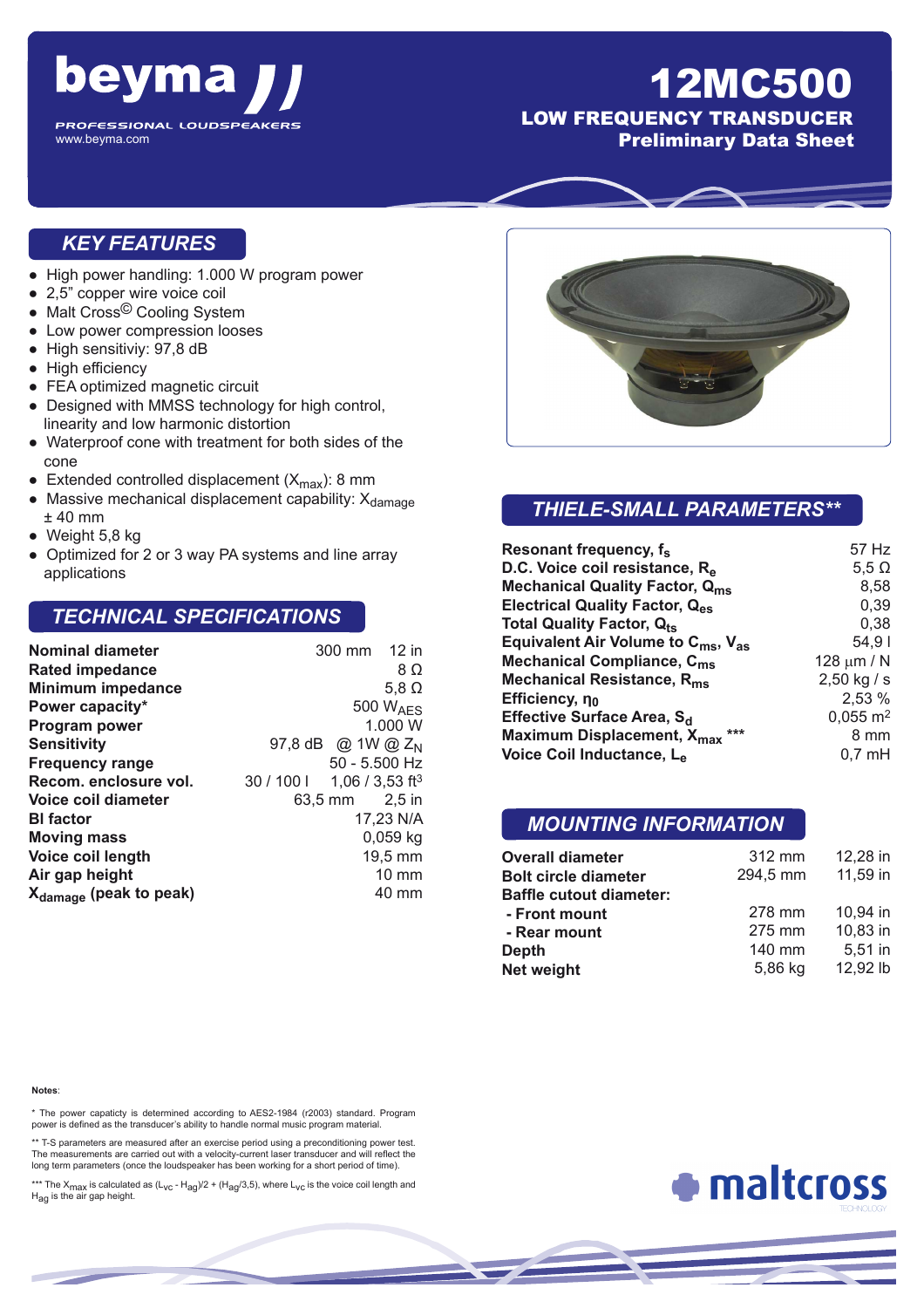# beyma

PROFESSIONAL LOUDSPEAKERS

www.beyma.com

# 12MC500

## LOW FREQUENCY TRANSDUCER

### Preliminary Data Sheet

## KEY FEATURES

- High power handling: 1.000 W program power
- 2,5" copper wire voice coil
- Malt Cross© Cooling System
- Low power compression looses
- High sensitiviy: 97,8 dB
- High efficiency
- FEA optimized magnetic circuit
- Designed with MMSS technology for high control, linearity and low harmonic distortion
- Waterproof cone with treatment for both sides of the cone
- Extended controlled displacement ($X_{max}$): 8 mm
- Massive mechanical displacement capability: $X_{damage}$ ± 40 mm
- Weight 5,8 kg
- Optimized for 2 or 3 way PA systems and line array applications

## TECHNICAL SPECIFICATIONS

| | | |
|---|---|---|
| **Nominal diameter** | 300 mm | 12 in |
| **Rated impedance** | | 8 Ω |
| **Minimum impedance** | | 5,8 Ω |
| **Power capacity*** | | 500 $W_{AES}$ |
| **Program power** | | 1.000 W |
| **Sensitivity** | 97,8 dB | @ 1W @ $Z_N$ |
| **Frequency range** | | 50 - 5.500 Hz |
| **Recom. enclosure vol.** | 30 / 100 l | 1,06 / 3,53 $ft^3$ |
| **Voice coil diameter** | 63,5 mm | 2,5 in |
| **Bl factor** | | 17,23 N/A |
| **Moving mass** | | 0,059 kg |
| **Voice coil length** | | 19,5 mm |
| **Air gap height** | | 10 mm |
| **$X_{damage}$ (peak to peak)** | | 40 mm |

## THIELE-SMALL PARAMETERS**

| | |
|---|---|
| **Resonant frequency, $f_s$** | 57 Hz |
| **D.C. Voice coil resistance, $R_e$** | 5,5 Ω |
| **Mechanical Quality Factor, $Q_{ms}$** | 8,58 |
| **Electrical Quality Factor, $Q_{es}$** | 0,39 |
| **Total Quality Factor, $Q_{ts}$** | 0,38 |
| **Equivalent Air Volume to $C_{ms}$, $V_{as}$** | 54,9 l |
| **Mechanical Compliance, $C_{ms}$** | 128 μm / N |
| **Mechanical Resistance, $R_{ms}$** | 2,50 kg / s |
| **Efficiency, $\eta_0$** | 2,53 % |
| **Effective Surface Area, $S_d$** | 0,055 $m^2$ |
| **Maximum Displacement, $X_{max}$ \*\*\*** | 8 mm |
| **Voice Coil Inductance, $L_e$** | 0,7 mH |

## MOUNTING INFORMATION

| | | |
|---|---|---|
| **Overall diameter** | 312 mm | 12,28 in |
| **Bolt circle diameter** | 294,5 mm | 11,59 in |
| **Baffle cutout diameter:** | | |
| **- Front mount** | 278 mm | 10,94 in |
| **- Rear mount** | 275 mm | 10,83 in |
| **Depth** | 140 mm | 5,51 in |
| **Net weight** | 5,86 kg | 12,92 lb |

**Notes**:

* The power capacticy is determined according to AES2-1984 (r2003) standard. Program power is defined as the transducer's ability to handle normal music program material.

** T-S parameters are measured after an exercise period using a preconditioning power test. The measurements are carried out with a velocity-current laser transducer and will reflect the long term parameters (once the loudspeaker has been working for a short period of time).

*** The $X_{max}$ is calculated as $(L_{VC} - H_{ag})/2 + (H_{ag}/3{,}5)$, where $L_{VC}$ is the voice coil length and $H_{ag}$ is the air gap height.

maltcross TECHNOLOGY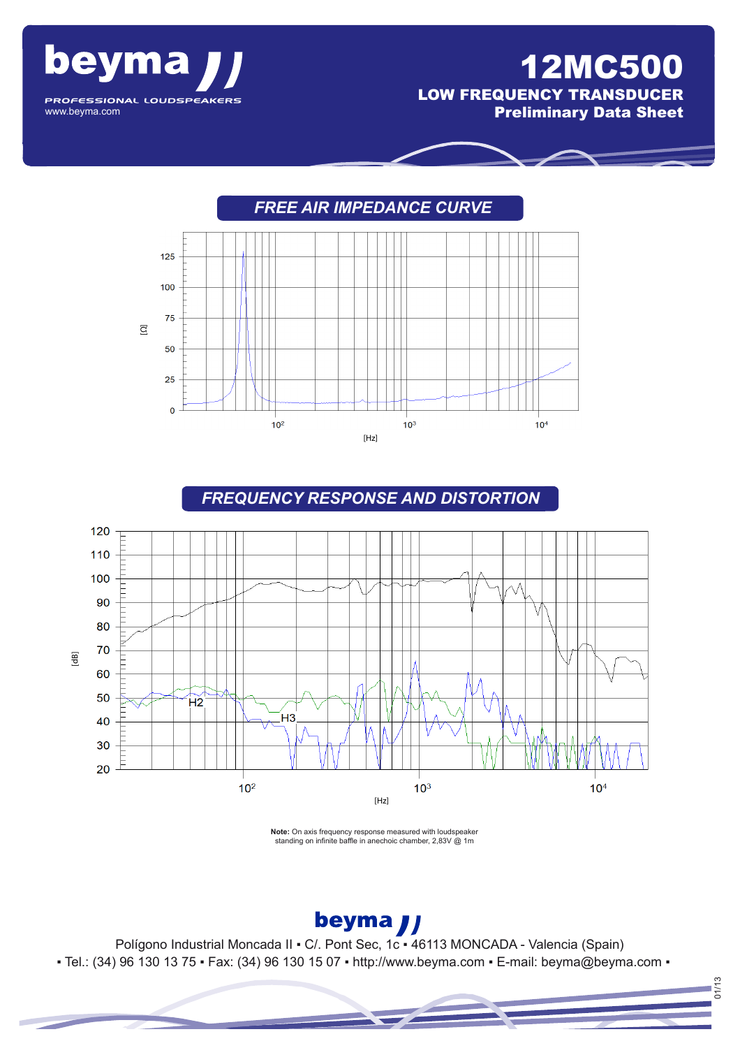beyma

PROFESSIONAL LOUDSPEAKERS

www.beyma.com

# 12MC500

## LOW FREQUENCY TRANSDUCER

### Preliminary Data Sheet

## FREE AIR IMPEDANCE CURVE

125
100
75
50
25
0
[Ω]
$10^2$
$10^3$
$10^4$
[Hz]

## FREQUENCY RESPONSE AND DISTORTION

120
110
100
90
80
70
60
50
40
30
20
[dB]
H2
H3
$10^2$
$10^3$
$10^4$
[Hz]

**Note:** On axis frequency response measured with loudspeaker standing on infinite baffle in anechoic chamber, 2,83V @ 1m

beyma

Polígono Industrial Moncada II ▪ C/. Pont Sec, 1c ▪ 46113 MONCADA - Valencia (Spain)
▪ Tel.: (34) 96 130 13 75 ▪ Fax: (34) 96 130 15 07 ▪ http://www.beyma.com ▪ E-mail: beyma@beyma.com ▪

01/13